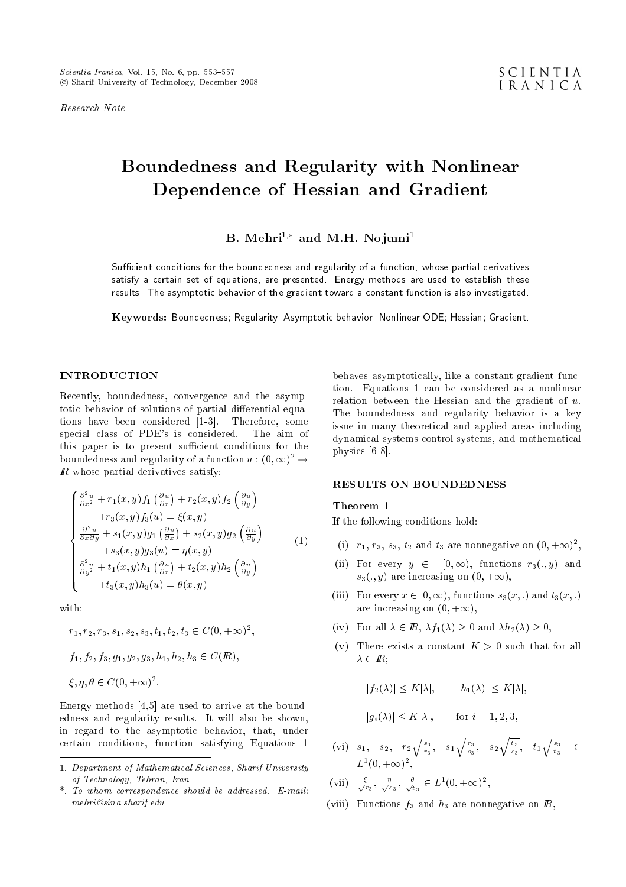*Research Note*

# Boundedness and Regularity with Nonlinear Dependence of Hessian and Gradient

**B. Mehri[1,*] and M.H. Nojumi[1]**

Sufficient conditions for the boundedness and regularity of a function, whose partial derivatives satisfy a certain set of equations, are presented. Energy methods are used to establish these results. The asymptotic behavior of the gradient toward a constant function is also investigated.

**Keywords:** Boundedness; Regularity; Asymptotic behavior; Nonlinear ODE; Hessian; Gradient.

## INTRODUCTION

Recently, boundedness, convergence and the asymptotic behavior of solutions of partial differential equations have been considered [1-3]. Therefore, some special class of PDE's is considered. The aim of this paper is to present sufficient conditions for the boundedness and regularity of a function $u : (0,\infty)^2 \to \mathbb{R}$ whose partial derivatives satisfy:

$$\begin{cases} \frac{\partial^2 u}{\partial x^2} + r_1(x,y) f_1\left(\frac{\partial u}{\partial x}\right) + r_2(x,y) f_2\left(\frac{\partial u}{\partial y}\right) \\ \quad + r_3(x,y) f_3(u) = \xi(x,y) \\ \frac{\partial^2 u}{\partial x \partial y} + s_1(x,y) g_1\left(\frac{\partial u}{\partial x}\right) + s_2(x,y) g_2\left(\frac{\partial u}{\partial y}\right) \\ \quad + s_3(x,y) g_3(u) = \eta(x,y) \\ \frac{\partial^2 u}{\partial y^2} + t_1(x,y) h_1\left(\frac{\partial u}{\partial x}\right) + t_2(x,y) h_2\left(\frac{\partial u}{\partial y}\right) \\ \quad + t_3(x,y) h_3(u) = \theta(x,y) \end{cases} \tag{1}$$

with:

$$r_1, r_2, r_3, s_1, s_2, s_3, t_1, t_2, t_3 \in C(0,+\infty)^2,$$

$$f_1, f_2, f_3, g_1, g_2, g_3, h_1, h_2, h_3 \in C(\mathbb{R}),$$

$$\xi, \eta, \theta \in C(0,+\infty)^2.$$

Energy methods [4,5] are used to arrive at the boundedness and regularity results. It will also be shown, in regard to the asymptotic behavior, that, under certain conditions, function satisfying Equations 1 behaves asymptotically, like a constant-gradient function. Equations 1 can be considered as a nonlinear relation between the Hessian and the gradient of $u$. The boundedness and regularity behavior is a key issue in many theoretical and applied areas including dynamical systems control systems, and mathematical physics [6-8].

## RESULTS ON BOUNDEDNESS

### Theorem 1

If the following conditions hold:

(i) $r_1$, $r_3$, $s_3$, $t_2$ and $t_3$ are nonnegative on $(0,+\infty)^2$,

(ii) For every $y \in [0,\infty)$, functions $r_3(.,y)$ and $s_3(.,y)$ are increasing on $(0,+\infty)$,

(iii) For every $x \in [0,\infty)$, functions $s_3(x,.)$ and $t_3(x,.)$ are increasing on $(0,+\infty)$,

(iv) For all $\lambda \in \mathbb{R}$, $\lambda f_1(\lambda) \geq 0$ and $\lambda h_2(\lambda) \geq 0$,

(v) There exists a constant $K > 0$ such that for all $\lambda \in \mathbb{R}$;

$$|f_2(\lambda)| \leq K|\lambda|, \qquad |h_1(\lambda)| \leq K|\lambda|,$$

$$|g_i(\lambda)| \leq K|\lambda|, \qquad \text{for } i = 1,2,3,$$

(vi) $s_1$, $s_2$, $r_2\sqrt{\frac{s_3}{r_3}}$, $s_1\sqrt{\frac{r_3}{s_3}}$, $s_2\sqrt{\frac{t_3}{s_3}}$, $t_1\sqrt{\frac{s_3}{t_3}} \in L^1(0,+\infty)^2$,

(vii) $\frac{\xi}{\sqrt{r_3}}$, $\frac{\eta}{\sqrt{s_3}}$, $\frac{\theta}{\sqrt{t_3}} \in L^1(0,+\infty)^2$,

(viii) Functions $f_3$ and $h_3$ are nonnegative on $\mathbb{R}$,

1. *Department of Mathematical Sciences, Sharif University of Technology, Tehran, Iran.*

*. *To whom correspondence should be addressed. E-mail: mehri@sina.sharif.edu*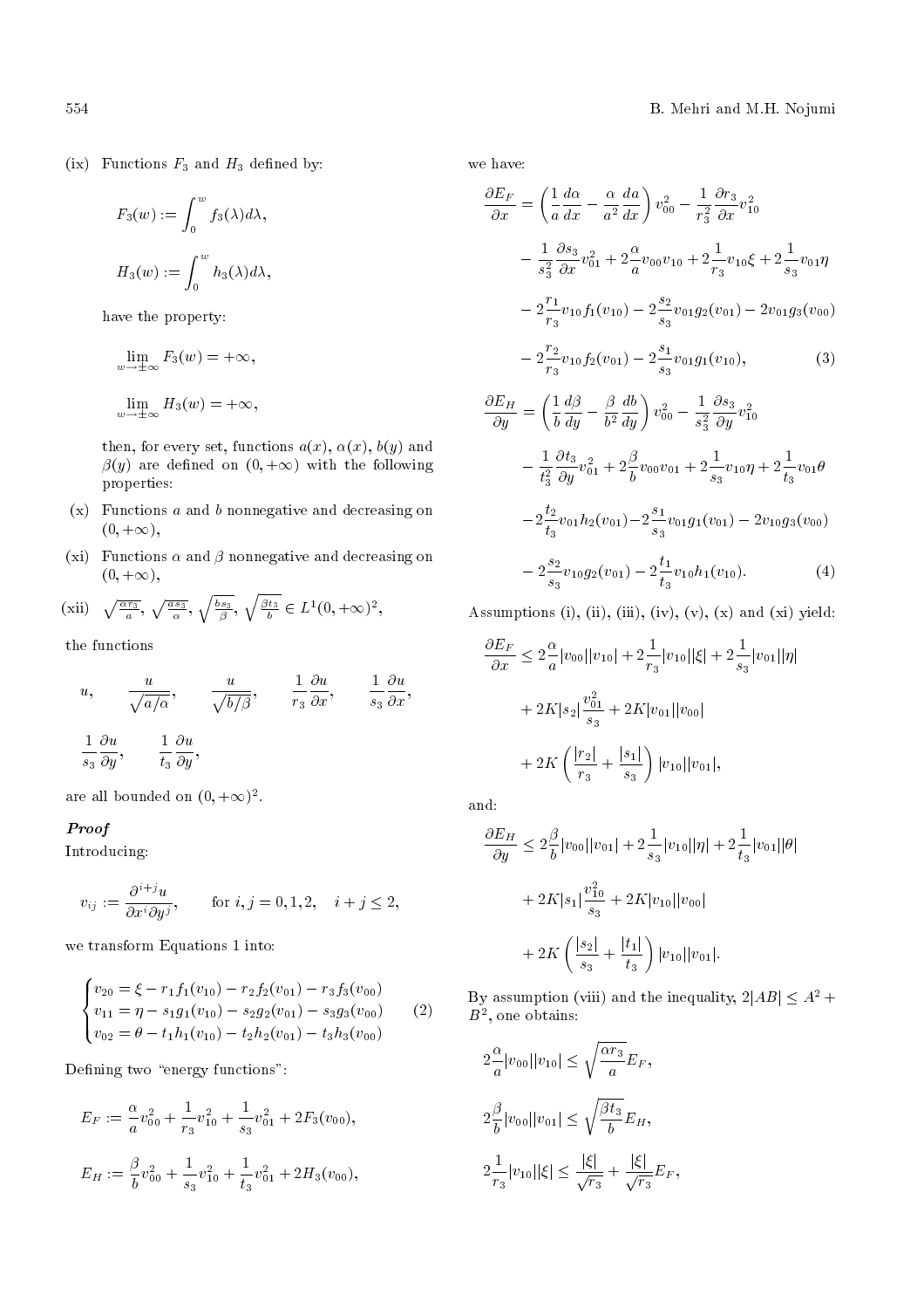(ix) Functions $F_3$ and $H_3$ defined by:

$$F_3(w) := \int_0^w f_3(\lambda) d\lambda,$$

$$H_3(w) := \int_0^w h_3(\lambda) d\lambda,$$

have the property:

$$\lim_{w\to\pm\infty} F_3(w) = +\infty,$$

$$\lim_{w\to\pm\infty} H_3(w) = +\infty,$$

then, for every set, functions $a(x)$, $\alpha(x)$, $b(y)$ and $\beta(y)$ are defined on $(0, +\infty)$ with the following properties:

(x) Functions $a$ and $b$ nonnegative and decreasing on $(0, +\infty)$,

(xi) Functions $\alpha$ and $\beta$ nonnegative and decreasing on $(0, +\infty)$,

(xii) $\sqrt{\frac{\alpha r_3}{a}}$, $\sqrt{\frac{a s_3}{\alpha}}$, $\sqrt{\frac{b s_3}{\beta}}$, $\sqrt{\frac{\beta t_3}{b}} \in L^1(0, +\infty)^2$,

the functions

$$u, \qquad \frac{u}{\sqrt{a/\alpha}}, \qquad \frac{u}{\sqrt{b/\beta}}, \qquad \frac{1}{r_3}\frac{\partial u}{\partial x}, \qquad \frac{1}{s_3}\frac{\partial u}{\partial x},$$

$$\frac{1}{s_3}\frac{\partial u}{\partial y}, \qquad \frac{1}{t_3}\frac{\partial u}{\partial y},$$

are all bounded on $(0, +\infty)^2$.

***Proof***

Introducing:

$$v_{ij} := \frac{\partial^{i+j} u}{\partial x^i \partial y^j}, \qquad \text{for } i, j = 0, 1, 2, \quad i + j \leq 2,$$

we transform Equations 1 into:

$$\begin{cases} v_{20} = \xi - r_1 f_1(v_{10}) - r_2 f_2(v_{01}) - r_3 f_3(v_{00}) \\ v_{11} = \eta - s_1 g_1(v_{10}) - s_2 g_2(v_{01}) - s_3 g_3(v_{00}) \\ v_{02} = \theta - t_1 h_1(v_{10}) - t_2 h_2(v_{01}) - t_3 h_3(v_{00}) \end{cases} \tag{2}$$

Defining two "energy functions":

$$E_F := \frac{\alpha}{a} v_{00}^2 + \frac{1}{r_3} v_{10}^2 + \frac{1}{s_3} v_{01}^2 + 2F_3(v_{00}),$$

$$E_H := \frac{\beta}{b} v_{00}^2 + \frac{1}{s_3} v_{10}^2 + \frac{1}{t_3} v_{01}^2 + 2H_3(v_{00}),$$

we have:

$$\begin{aligned} \frac{\partial E_F}{\partial x} &= \left(\frac{1}{a}\frac{d\alpha}{dx} - \frac{\alpha}{a^2}\frac{da}{dx}\right) v_{00}^2 - \frac{1}{r_3^2}\frac{\partial r_3}{\partial x} v_{10}^2 \\ &\quad - \frac{1}{s_3^2}\frac{\partial s_3}{\partial x} v_{01}^2 + 2\frac{\alpha}{a} v_{00} v_{10} + 2\frac{1}{r_3} v_{10}\xi + 2\frac{1}{s_3} v_{01}\eta \\ &\quad - 2\frac{r_1}{r_3} v_{10} f_1(v_{10}) - 2\frac{s_2}{s_3} v_{01} g_2(v_{01}) - 2v_{01} g_3(v_{00}) \\ &\quad - 2\frac{r_2}{r_3} v_{10} f_2(v_{01}) - 2\frac{s_1}{s_3} v_{01} g_1(v_{10}), \end{aligned} \tag{3}$$

$$\begin{aligned} \frac{\partial E_H}{\partial y} &= \left(\frac{1}{b}\frac{d\beta}{dy} - \frac{\beta}{b^2}\frac{db}{dy}\right) v_{00}^2 - \frac{1}{s_3^2}\frac{\partial s_3}{\partial y} v_{10}^2 \\ &\quad - \frac{1}{t_3^2}\frac{\partial t_3}{\partial y} v_{01}^2 + 2\frac{\beta}{b} v_{00} v_{01} + 2\frac{1}{s_3} v_{10}\eta + 2\frac{1}{t_3} v_{01}\theta \\ &\quad - 2\frac{t_2}{t_3} v_{01} h_2(v_{01}) - 2\frac{s_1}{s_3} v_{01} g_1(v_{01}) - 2v_{10} g_3(v_{00}) \\ &\quad - 2\frac{s_2}{s_3} v_{10} g_2(v_{01}) - 2\frac{t_1}{t_3} v_{10} h_1(v_{10}). \end{aligned} \tag{4}$$

Assumptions (i), (ii), (iii), (iv), (v), (x) and (xi) yield:

$$\begin{aligned} \frac{\partial E_F}{\partial x} &\leq 2\frac{\alpha}{a}|v_{00}||v_{10}| + 2\frac{1}{r_3}|v_{10}||\xi| + 2\frac{1}{s_3}|v_{01}||\eta| \\ &\quad + 2K|s_2|\frac{v_{01}^2}{s_3} + 2K|v_{01}||v_{00}| \\ &\quad + 2K\left(\frac{|r_2|}{r_3} + \frac{|s_1|}{s_3}\right)|v_{10}||v_{01}|, \end{aligned}$$

and:

$$\begin{aligned} \frac{\partial E_H}{\partial y} &\leq 2\frac{\beta}{b}|v_{00}||v_{01}| + 2\frac{1}{s_3}|v_{10}||\eta| + 2\frac{1}{t_3}|v_{01}||\theta| \\ &\quad + 2K|s_1|\frac{v_{10}^2}{s_3} + 2K|v_{10}||v_{00}| \\ &\quad + 2K\left(\frac{|s_2|}{s_3} + \frac{|t_1|}{t_3}\right)|v_{10}||v_{01}|. \end{aligned}$$

By assumption (viii) and the inequality, $2|AB| \leq A^2 + B^2$, one obtains:

$$2\frac{\alpha}{a}|v_{00}||v_{10}| \leq \sqrt{\frac{\alpha r_3}{a}} E_F,$$

$$2\frac{\beta}{b}|v_{00}||v_{01}| \leq \sqrt{\frac{\beta t_3}{b}} E_H,$$

$$2\frac{1}{r_3}|v_{10}||\xi| \leq \frac{|\xi|}{\sqrt{r_3}} + \frac{|\xi|}{\sqrt{r_3}} E_F,$$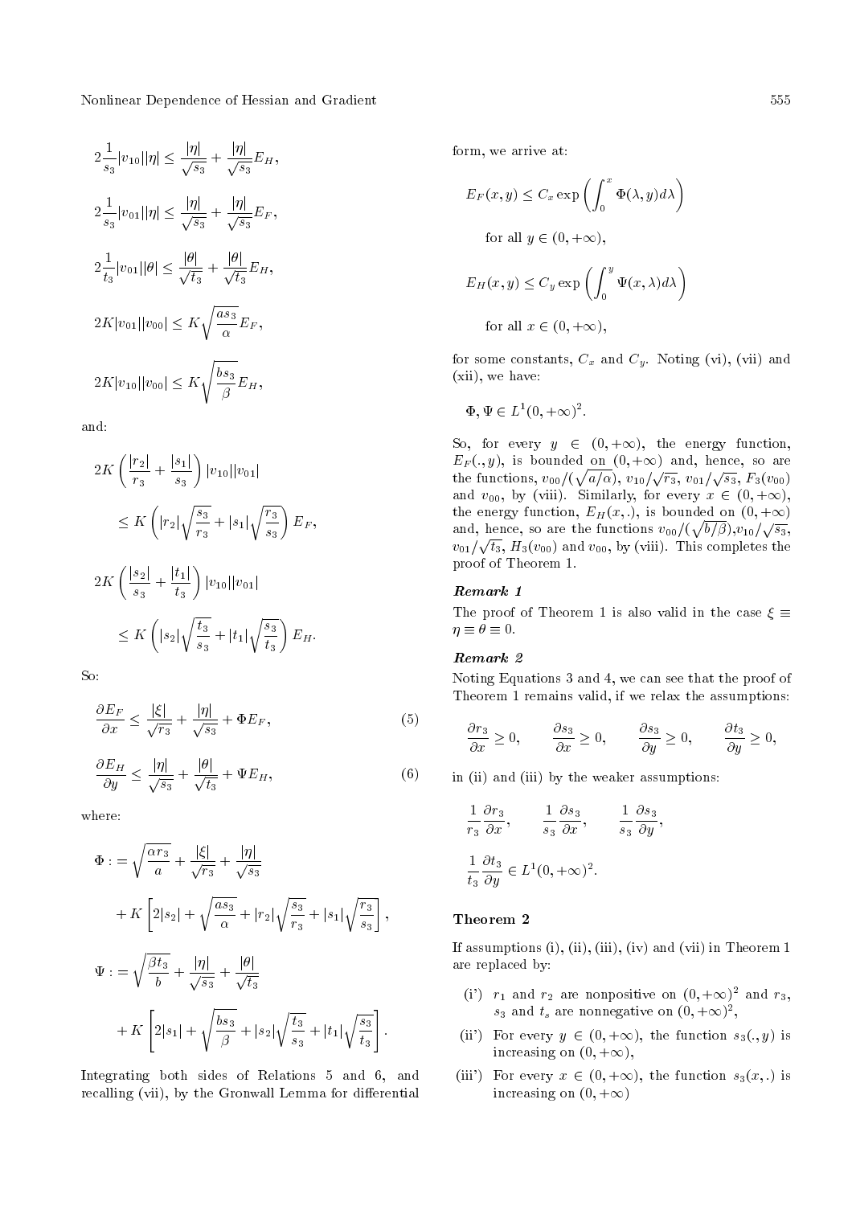$$2\frac{1}{s_3}|v_{10}||\eta| \leq \frac{|\eta|}{\sqrt{s_3}} + \frac{|\eta|}{\sqrt{s_3}}E_H,$$

$$2\frac{1}{s_3}|v_{01}||\eta| \leq \frac{|\eta|}{\sqrt{s_3}} + \frac{|\eta|}{\sqrt{s_3}}E_F,$$

$$2\frac{1}{t_3}|v_{01}||\theta| \leq \frac{|\theta|}{\sqrt{t_3}} + \frac{|\theta|}{\sqrt{t_3}}E_H,$$

$$2K|v_{01}||v_{00}| \leq K\sqrt{\frac{as_3}{\alpha}}E_F,$$

$$2K|v_{10}||v_{00}| \leq K\sqrt{\frac{bs_3}{\beta}}E_H,$$

and:

$$2K\left(\frac{|r_2|}{r_3} + \frac{|s_1|}{s_3}\right)|v_{10}||v_{01}|$$

$$\leq K\left(|r_2|\sqrt{\frac{s_3}{r_3}} + |s_1|\sqrt{\frac{r_3}{s_3}}\right)E_F,$$

$$2K\left(\frac{|s_2|}{s_3} + \frac{|t_1|}{t_3}\right)|v_{10}||v_{01}|$$

$$\leq K\left(|s_2|\sqrt{\frac{t_3}{s_3}} + |t_1|\sqrt{\frac{s_3}{t_3}}\right)E_H.$$

So:

$$\frac{\partial E_F}{\partial x} \leq \frac{|\xi|}{\sqrt{r_3}} + \frac{|\eta|}{\sqrt{s_3}} + \Phi E_F, \tag{5}$$

$$\frac{\partial E_H}{\partial y} \leq \frac{|\eta|}{\sqrt{s_3}} + \frac{|\theta|}{\sqrt{t_3}} + \Psi E_H, \tag{6}$$

where:

$$\Phi := \sqrt{\frac{\alpha r_3}{a}} + \frac{|\xi|}{\sqrt{r_3}} + \frac{|\eta|}{\sqrt{s_3}}$$

$$+ K\left[2|s_2| + \sqrt{\frac{as_3}{\alpha}} + |r_2|\sqrt{\frac{s_3}{r_3}} + |s_1|\sqrt{\frac{r_3}{s_3}}\right],$$

$$\Psi := \sqrt{\frac{\beta t_3}{b}} + \frac{|\eta|}{\sqrt{s_3}} + \frac{|\theta|}{\sqrt{t_3}}$$

$$+ K\left[2|s_1| + \sqrt{\frac{bs_3}{\beta}} + |s_2|\sqrt{\frac{t_3}{s_3}} + |t_1|\sqrt{\frac{s_3}{t_3}}\right].$$

Integrating both sides of Relations 5 and 6, and recalling (vii), by the Gronwall Lemma for differential form, we arrive at:

$$E_F(x,y) \leq C_x \exp\left(\int_0^x \Phi(\lambda,y)d\lambda\right)$$

for all $y \in (0,+\infty)$,

$$E_H(x,y) \leq C_y \exp\left(\int_0^y \Psi(x,\lambda)d\lambda\right)$$

for all $x \in (0,+\infty)$,

for some constants, $C_x$ and $C_y$. Noting (vi), (vii) and (xii), we have:

$$\Phi, \Psi \in L^1(0,+\infty)^2.$$

So, for every $y \in (0,+\infty)$, the energy function, $E_F(.,y)$, is bounded on $(0,+\infty)$ and, hence, so are the functions, $v_{00}/(\sqrt{a/\alpha})$, $v_{10}/\sqrt{r_3}$, $v_{01}/\sqrt{s_3}$, $F_3(v_{00})$ and $v_{00}$, by (viii). Similarly, for every $x \in (0,+\infty)$, the energy function, $E_H(x,.)$, is bounded on $(0,+\infty)$ and, hence, so are the functions $v_{00}/(\sqrt{b/\beta})$,$v_{10}/\sqrt{s_3}$, $v_{01}/\sqrt{t_3}$, $H_3(v_{00})$ and $v_{00}$, by (viii). This completes the proof of Theorem 1.

### *Remark 1*

The proof of Theorem 1 is also valid in the case $\xi \equiv \eta \equiv \theta \equiv 0$.

### *Remark 2*

Noting Equations 3 and 4, we can see that the proof of Theorem 1 remains valid, if we relax the assumptions:

$$\frac{\partial r_3}{\partial x} \geq 0, \qquad \frac{\partial s_3}{\partial x} \geq 0, \qquad \frac{\partial s_3}{\partial y} \geq 0, \qquad \frac{\partial t_3}{\partial y} \geq 0,$$

in (ii) and (iii) by the weaker assumptions:

$$\frac{1}{r_3}\frac{\partial r_3}{\partial x}, \qquad \frac{1}{s_3}\frac{\partial s_3}{\partial x}, \qquad \frac{1}{s_3}\frac{\partial s_3}{\partial y},$$

$$\frac{1}{t_3}\frac{\partial t_3}{\partial y} \in L^1(0,+\infty)^2.$$

### Theorem 2

If assumptions (i), (ii), (iii), (iv) and (vii) in Theorem 1 are replaced by:

(i') $r_1$ and $r_2$ are nonpositive on $(0,+\infty)^2$ and $r_3$, $s_3$ and $t_s$ are nonnegative on $(0,+\infty)^2$,

(ii') For every $y \in (0,+\infty)$, the function $s_3(.,y)$ is increasing on $(0,+\infty)$,

(iii') For every $x \in (0,+\infty)$, the function $s_3(x,.)$ is increasing on $(0,+\infty)$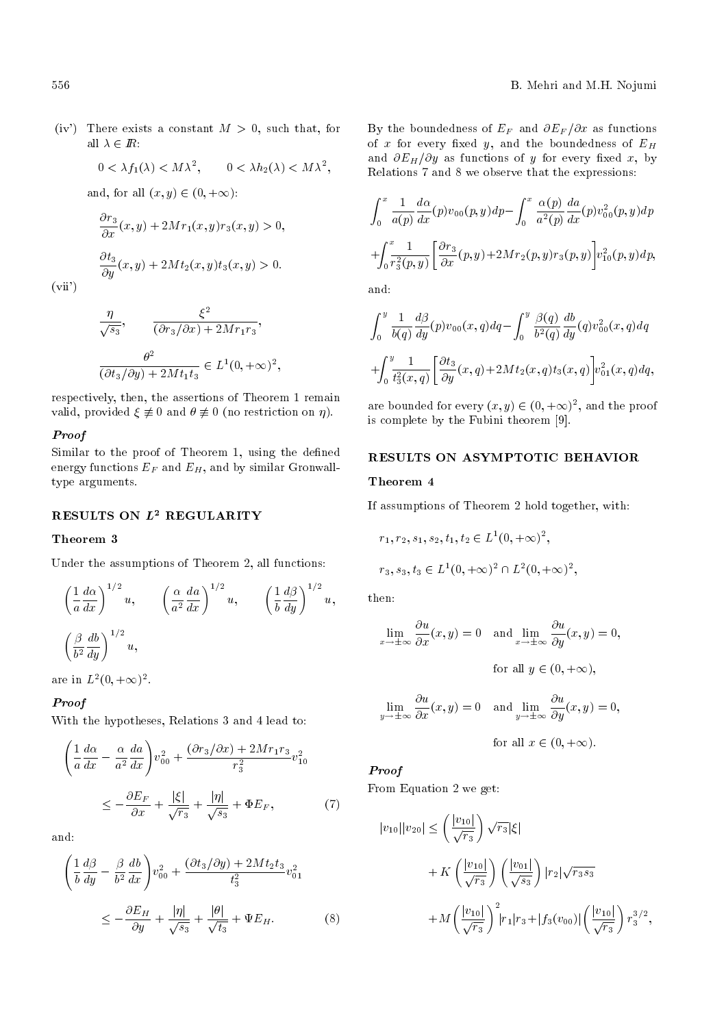(iv') There exists a constant $M > 0$, such that, for all $\lambda \in I\!R$:

$$0 < \lambda f_1(\lambda) < M\lambda^2, \qquad 0 < \lambda h_2(\lambda) < M\lambda^2,$$

and, for all $(x, y) \in (0, +\infty)$:

$$\frac{\partial r_3}{\partial x}(x,y) + 2Mr_1(x,y)r_3(x,y) > 0,$$

$$\frac{\partial t_3}{\partial y}(x,y) + 2Mt_2(x,y)t_3(x,y) > 0.$$

(vii')

$$\frac{\eta}{\sqrt{s_3}}, \qquad \frac{\xi^2}{(\partial r_3/\partial x) + 2Mr_1r_3},$$

$$\frac{\theta^2}{(\partial t_3/\partial y) + 2Mt_1t_3} \in L^1(0, +\infty)^2,$$

respectively, then, the assertions of Theorem 1 remain valid, provided $\xi \not\equiv 0$ and $\theta \not\equiv 0$ (no restriction on $\eta$).

***Proof***

Similar to the proof of Theorem 1, using the defined energy functions $E_F$ and $E_H$, and by similar Gronwall-type arguments.

## RESULTS ON $L^2$ REGULARITY

### Theorem 3

Under the assumptions of Theorem 2, all functions:

$$\left(\frac{1}{a}\frac{d\alpha}{dx}\right)^{1/2} u, \qquad \left(\frac{\alpha}{a^2}\frac{da}{dx}\right)^{1/2} u, \qquad \left(\frac{1}{b}\frac{d\beta}{dy}\right)^{1/2} u,$$

$$\left(\frac{\beta}{b^2}\frac{db}{dy}\right)^{1/2} u,$$

are in $L^2(0, +\infty)^2$.

***Proof***

With the hypotheses, Relations 3 and 4 lead to:

$$\left(\frac{1}{a}\frac{d\alpha}{dx} - \frac{\alpha}{a^2}\frac{da}{dx}\right)v_{00}^2 + \frac{(\partial r_3/\partial x) + 2Mr_1r_3}{r_3^2}v_{10}^2$$

$$\leq -\frac{\partial E_F}{\partial x} + \frac{|\xi|}{\sqrt{r_3}} + \frac{|\eta|}{\sqrt{s_3}} + \Phi E_F, \qquad (7)$$

and:

$$\left(\frac{1}{b}\frac{d\beta}{dy} - \frac{\beta}{b^2}\frac{db}{dx}\right)v_{00}^2 + \frac{(\partial t_3/\partial y) + 2Mt_2t_3}{t_3^2}v_{01}^2$$

$$\leq -\frac{\partial E_H}{\partial y} + \frac{|\eta|}{\sqrt{s_3}} + \frac{|\theta|}{\sqrt{t_3}} + \Psi E_H. \qquad (8)$$

By the boundedness of $E_F$ and $\partial E_F/\partial x$ as functions of $x$ for every fixed $y$, and the boundedness of $E_H$ and $\partial E_H/\partial y$ as functions of $y$ for every fixed $x$, by Relations 7 and 8 we observe that the expressions:

$$\int_0^x \frac{1}{a(p)}\frac{d\alpha}{dx}(p)v_{00}(p,y)dp - \int_0^x \frac{\alpha(p)}{a^2(p)}\frac{da}{dx}(p)v_{00}^2(p,y)dp$$

$$+\int_0^x \frac{1}{r_3^2(p,y)}\left[\frac{\partial r_3}{\partial x}(p,y) + 2Mr_2(p,y)r_3(p,y)\right]v_{10}^2(p,y)dp,$$

and:

$$\int_0^y \frac{1}{b(q)}\frac{d\beta}{dy}(p)v_{00}(x,q)dq - \int_0^y \frac{\beta(q)}{b^2(q)}\frac{db}{dy}(q)v_{00}^2(x,q)dq$$

$$+\int_0^y \frac{1}{t_3^2(x,q)}\left[\frac{\partial t_3}{\partial y}(x,q) + 2Mt_2(x,q)t_3(x,q)\right]v_{01}^2(x,q)dq,$$

are bounded for every $(x, y) \in (0, +\infty)^2$, and the proof is complete by the Fubini theorem [9].

## RESULTS ON ASYMPTOTIC BEHAVIOR

### Theorem 4

If assumptions of Theorem 2 hold together, with:

$$r_1, r_2, s_1, s_2, t_1, t_2 \in L^1(0, +\infty)^2,$$

$$r_3, s_3, t_3 \in L^1(0, +\infty)^2 \cap L^2(0, +\infty)^2,$$

then:

$$\lim_{x\to\pm\infty} \frac{\partial u}{\partial x}(x,y) = 0 \quad \text{and} \lim_{x\to\pm\infty} \frac{\partial u}{\partial y}(x,y) = 0,$$

for all $y \in (0, +\infty)$,

$$\lim_{y\to\pm\infty} \frac{\partial u}{\partial x}(x,y) = 0 \quad \text{and} \lim_{y\to\pm\infty} \frac{\partial u}{\partial y}(x,y) = 0,$$

for all $x \in (0, +\infty)$.

***Proof***

From Equation 2 we get:

$$|v_{10}||v_{20}| \leq \left(\frac{|v_{10}|}{\sqrt{r_3}}\right)\sqrt{r_3}|\xi|$$

$$+ K\left(\frac{|v_{10}|}{\sqrt{r_3}}\right)\left(\frac{|v_{01}|}{\sqrt{s_3}}\right)|r_2|\sqrt{r_3 s_3}$$

$$+ M\left(\frac{|v_{10}|}{\sqrt{r_3}}\right)^2|r_1|r_3 + |f_3(v_{00})|\left(\frac{|v_{10}|}{\sqrt{r_3}}\right)r_3^{3/2},$$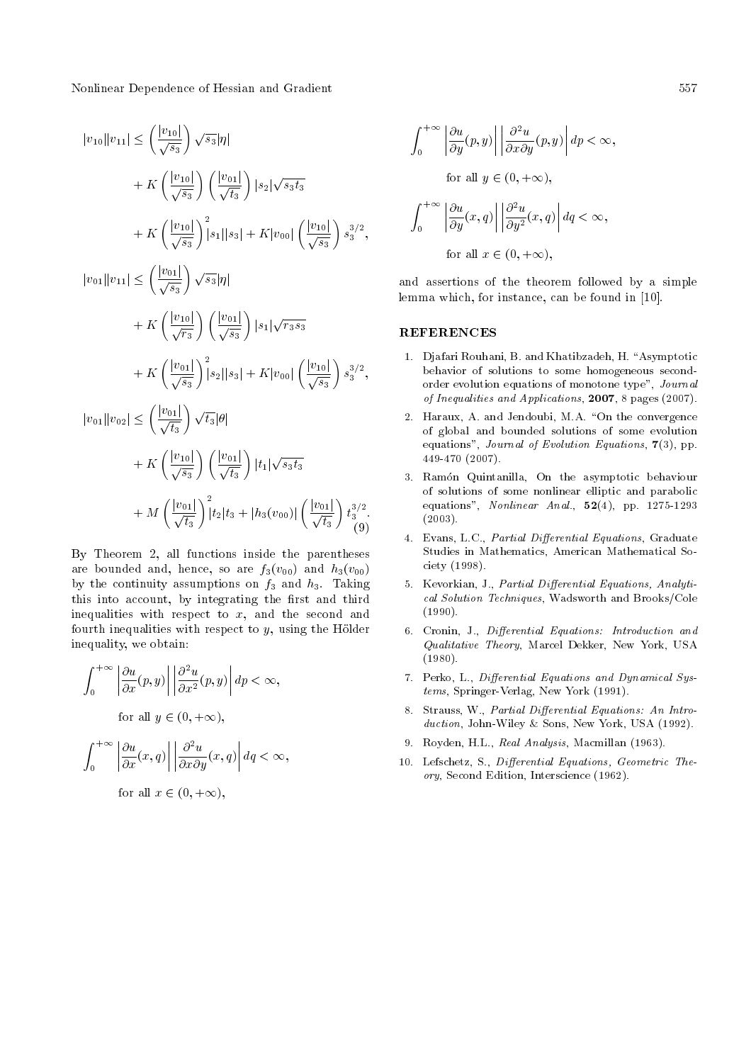$$
\begin{aligned}
|v_{10}||v_{11}| \leq & \left(\frac{|v_{10}|}{\sqrt{s_3}}\right)\sqrt{s_3}|\eta| \\
& + K\left(\frac{|v_{10}|}{\sqrt{s_3}}\right)\left(\frac{|v_{01}|}{\sqrt{t_3}}\right)|s_2|\sqrt{s_3 t_3} \\
& + K\left(\frac{|v_{10}|}{\sqrt{s_3}}\right)^2 |s_1||s_3| + K|v_{00}|\left(\frac{|v_{10}|}{\sqrt{s_3}}\right)s_3^{3/2}, \\
|v_{01}||v_{11}| \leq & \left(\frac{|v_{01}|}{\sqrt{s_3}}\right)\sqrt{s_3}|\eta| \\
& + K\left(\frac{|v_{10}|}{\sqrt{r_3}}\right)\left(\frac{|v_{01}|}{\sqrt{s_3}}\right)|s_1|\sqrt{r_3 s_3} \\
& + K\left(\frac{|v_{01}|}{\sqrt{s_3}}\right)^2 |s_2||s_3| + K|v_{00}|\left(\frac{|v_{10}|}{\sqrt{s_3}}\right)s_3^{3/2}, \\
|v_{01}||v_{02}| \leq & \left(\frac{|v_{01}|}{\sqrt{t_3}}\right)\sqrt{t_3}|\theta| \\
& + K\left(\frac{|v_{10}|}{\sqrt{s_3}}\right)\left(\frac{|v_{01}|}{\sqrt{t_3}}\right)|t_1|\sqrt{s_3 t_3} \\
& + M\left(\frac{|v_{01}|}{\sqrt{t_3}}\right)^2 |t_2| t_3 + |h_3(v_{00})|\left(\frac{|v_{01}|}{\sqrt{t_3}}\right)t_3^{3/2}.
\end{aligned} \tag{9}
$$

By Theorem 2, all functions inside the parentheses are bounded and, hence, so are $f_3(v_{00})$ and $h_3(v_{00})$ by the continuity assumptions on $f_3$ and $h_3$. Taking this into account, by integrating the first and third inequalities with respect to $x$, and the second and fourth inequalities with respect to $y$, using the Hölder inequality, we obtain:

$$
\int_0^{+\infty}\left|\frac{\partial u}{\partial x}(p,y)\right|\left|\frac{\partial^2 u}{\partial x^2}(p,y)\right|dp < \infty,
$$

for all $y \in (0,+\infty)$,

$$
\int_0^{+\infty}\left|\frac{\partial u}{\partial x}(x,q)\right|\left|\frac{\partial^2 u}{\partial x \partial y}(x,q)\right|dq < \infty,
$$

for all $x \in (0,+\infty)$,

$$
\int_0^{+\infty}\left|\frac{\partial u}{\partial y}(p,y)\right|\left|\frac{\partial^2 u}{\partial x \partial y}(p,y)\right|dp < \infty,
$$

for all $y \in (0,+\infty)$,

$$
\int_0^{+\infty}\left|\frac{\partial u}{\partial y}(x,q)\right|\left|\frac{\partial^2 u}{\partial y^2}(x,q)\right|dq < \infty,
$$

for all $x \in (0,+\infty)$,

and assertions of the theorem followed by a simple lemma which, for instance, can be found in [10].

## REFERENCES

1. Djafari Rouhani, B. and Khatibzadeh, H. "Asymptotic behavior of solutions to some homogeneous second-order evolution equations of monotone type", *Journal of Inequalities and Applications*, **2007**, 8 pages (2007).
2. Haraux, A. and Jendoubi, M.A. "On the convergence of global and bounded solutions of some evolution equations", *Journal of Evolution Equations*, **7**(3), pp. 449-470 (2007).
3. Ramón Quintanilla, On the asymptotic behaviour of solutions of some nonlinear elliptic and parabolic equations", *Nonlinear Anal.*, **52**(4), pp. 1275-1293 (2003).
4. Evans, L.C., *Partial Differential Equations*, Graduate Studies in Mathematics, American Mathematical Society (1998).
5. Kevorkian, J., *Partial Differential Equations, Analytical Solution Techniques*, Wadsworth and Brooks/Cole (1990).
6. Cronin, J., *Differential Equations: Introduction and Qualitative Theory*, Marcel Dekker, New York, USA (1980).
7. Perko, L., *Differential Equations and Dynamical Systems*, Springer-Verlag, New York (1991).
8. Strauss, W., *Partial Differential Equations: An Introduction*, John-Wiley & Sons, New York, USA (1992).
9. Royden, H.L., *Real Analysis*, Macmillan (1963).
10. Lefschetz, S., *Differential Equations, Geometric Theory*, Second Edition, Interscience (1962).